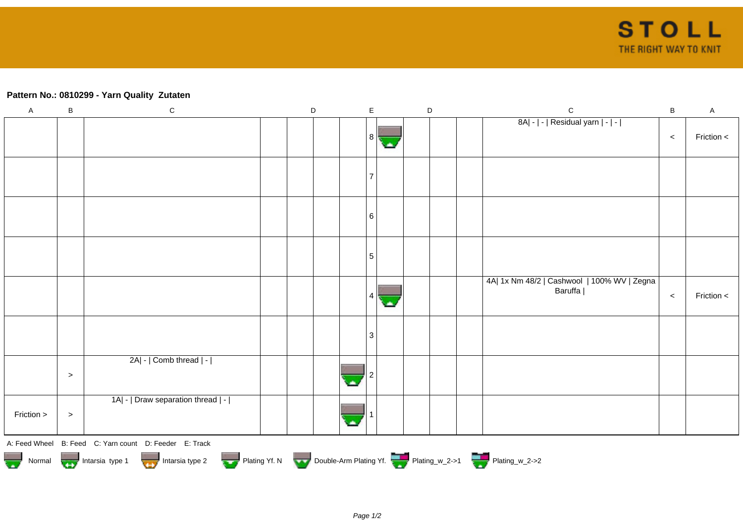**Pattern No.: 0810299 - Yarn Quality  Zutaten**

| A | B | C | D | D | D | D | E | D | D | D | D | C | B | A |
|---|---|---|---|---|---|---|---|---|---|---|---|---|---|---|
| | | | | | | | 8 | | | | | 8A\| - \| - \| Residual yarn \| - \| - \| | < | Friction < |
| | | | | | | | 7 | | | | | | | |
| | | | | | | | 6 | | | | | | | |
| | | | | | | | 5 | | | | | | | |
| | | | | | | | 4 | | | | | 4A\| 1x Nm 48/2 \| Cashwool \| 100% WV \| Zegna Baruffa \| | < | Friction < |
| | | | | | | | 3 | | | | | | | |
| | > | 2A\| - \| Comb thread \| - \| | | | | | 2 | | | | | | | |
| Friction > | > | 1A\| - \| Draw separation thread \| - \| | | | | | 1 | | | | | | | |

A: Feed Wheel  B: Feed  C: Yarn count  D: Feeder  E: Track

Normal  Intarsia type 1  Intarsia type 2  Plating Yf. N  Double-Arm Plating Yf.  Plating_w_2->1  Plating_w_2->2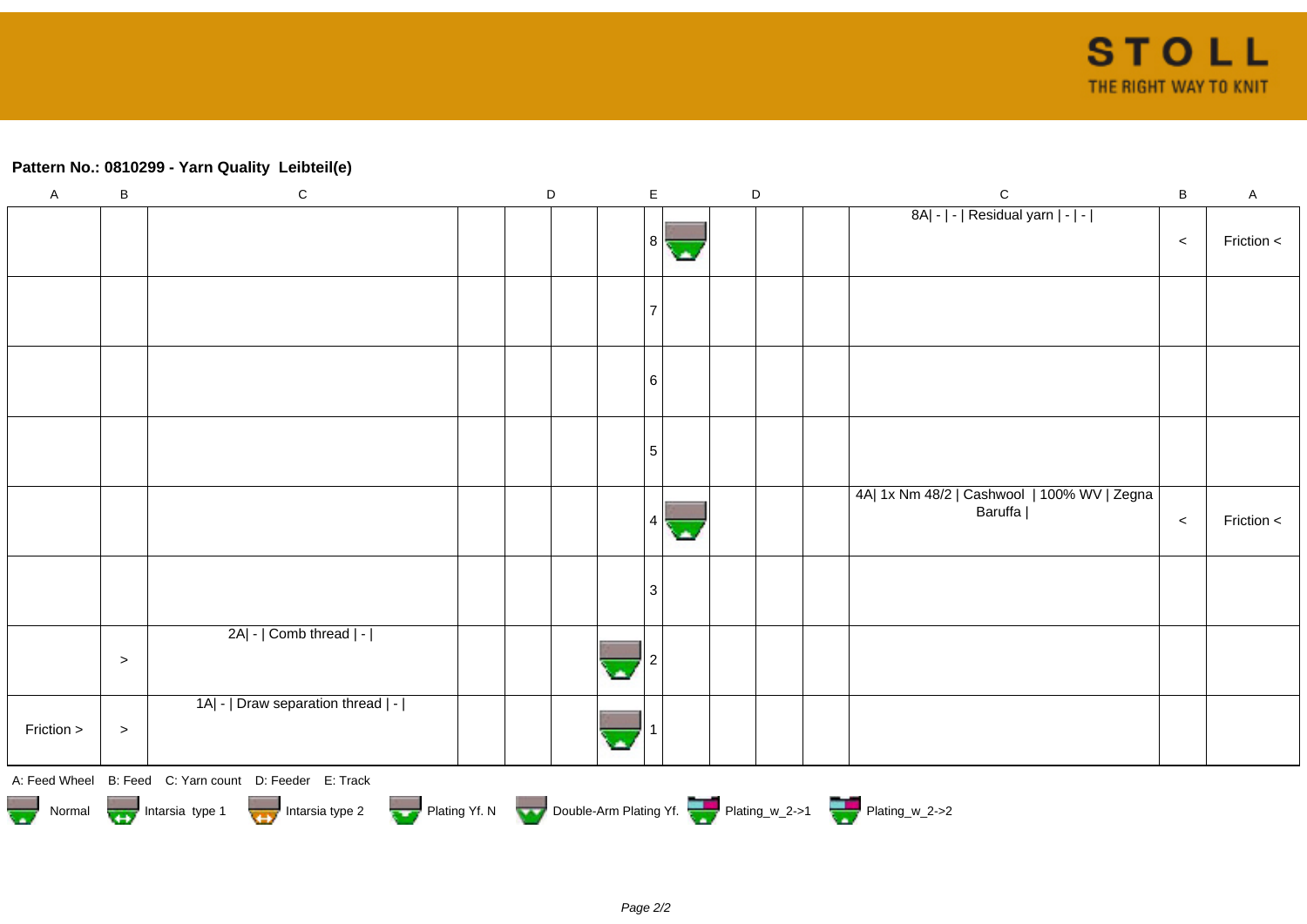**Pattern No.: 0810299 - Yarn Quality  Leibteil(e)**

| A | B | C | D | D | D | E | E | D | D | D | C | B | A |
|---|---|---|---|---|---|---|---|---|---|---|---|---|---|
| | | | | | | | 8 | | | | 8A\| - \| - \| Residual yarn \| - \| - \| | < | Friction < |
| | | | | | | | 7 | | | | | | |
| | | | | | | | 6 | | | | | | |
| | | | | | | | 5 | | | | | | |
| | | | | | | | 4 | | | | 4A\| 1x Nm 48/2 \| Cashwool \| 100% WV \| Zegna Baruffa \| | < | Friction < |
| | | | | | | | 3 | | | | | | |
| | > | 2A\| - \| Comb thread \| - \| | | | | | 2 | | | | | | |
| Friction > | > | 1A\| - \| Draw separation thread \| - \| | | | | | 1 | | | | | | |

A: Feed Wheel   B: Feed   C: Yarn count   D: Feeder   E: Track

Normal   Intarsia type 1   Intarsia type 2   Plating Yf. N   Double-Arm Plating Yf.   Plating_w_2->1   Plating_w_2->2